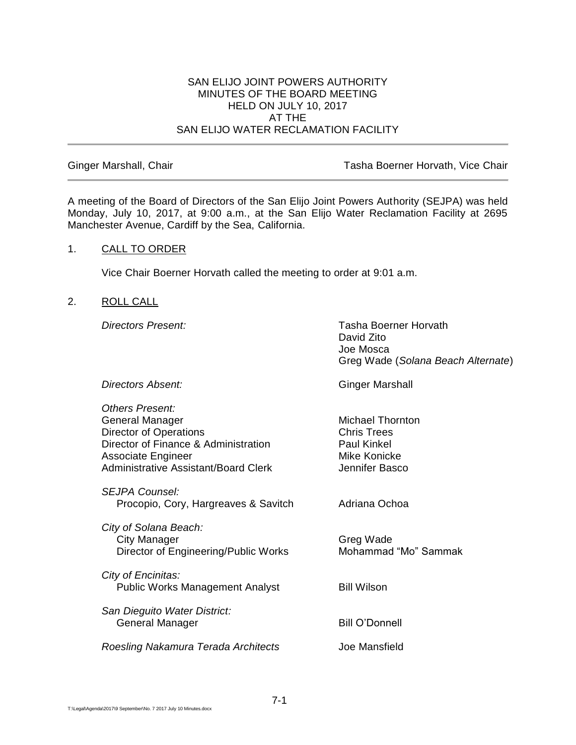# SAN ELIJO JOINT POWERS AUTHORITY
## MINUTES OF THE BOARD MEETING
## HELD ON JULY 10, 2017
## AT THE
## SAN ELIJO WATER RECLAMATION FACILITY

---

Ginger Marshall, Chair                                        Tasha Boerner Horvath, Vice Chair

---

A meeting of the Board of Directors of the San Elijo Joint Powers Authority (SEJPA) was held Monday, July 10, 2017, at 9:00 a.m., at the San Elijo Water Reclamation Facility at 2695 Manchester Avenue, Cardiff by the Sea, California.

1. CALL TO ORDER

   Vice Chair Boerner Horvath called the meeting to order at 9:01 a.m.

2. ROLL CALL

| | |
|---|---|
| *Directors Present:* | Tasha Boerner Horvath<br>David Zito<br>Joe Mosca<br>Greg Wade (*Solana Beach Alternate*) |
| *Directors Absent:* | Ginger Marshall |
| *Others Present:* | |
| General Manager | Michael Thornton |
| Director of Operations | Chris Trees |
| Director of Finance & Administration | Paul Kinkel |
| Associate Engineer | Mike Konicke |
| Administrative Assistant/Board Clerk | Jennifer Basco |
| *SEJPA Counsel:* | |
| Procopio, Cory, Hargreaves & Savitch | Adriana Ochoa |
| *City of Solana Beach:* | |
| City Manager | Greg Wade |
| Director of Engineering/Public Works | Mohammad "Mo" Sammak |
| *City of Encinitas:* | |
| Public Works Management Analyst | Bill Wilson |
| *San Dieguito Water District:* | |
| General Manager | Bill O'Donnell |
| *Roesling Nakamura Terada Architects* | Joe Mansfield |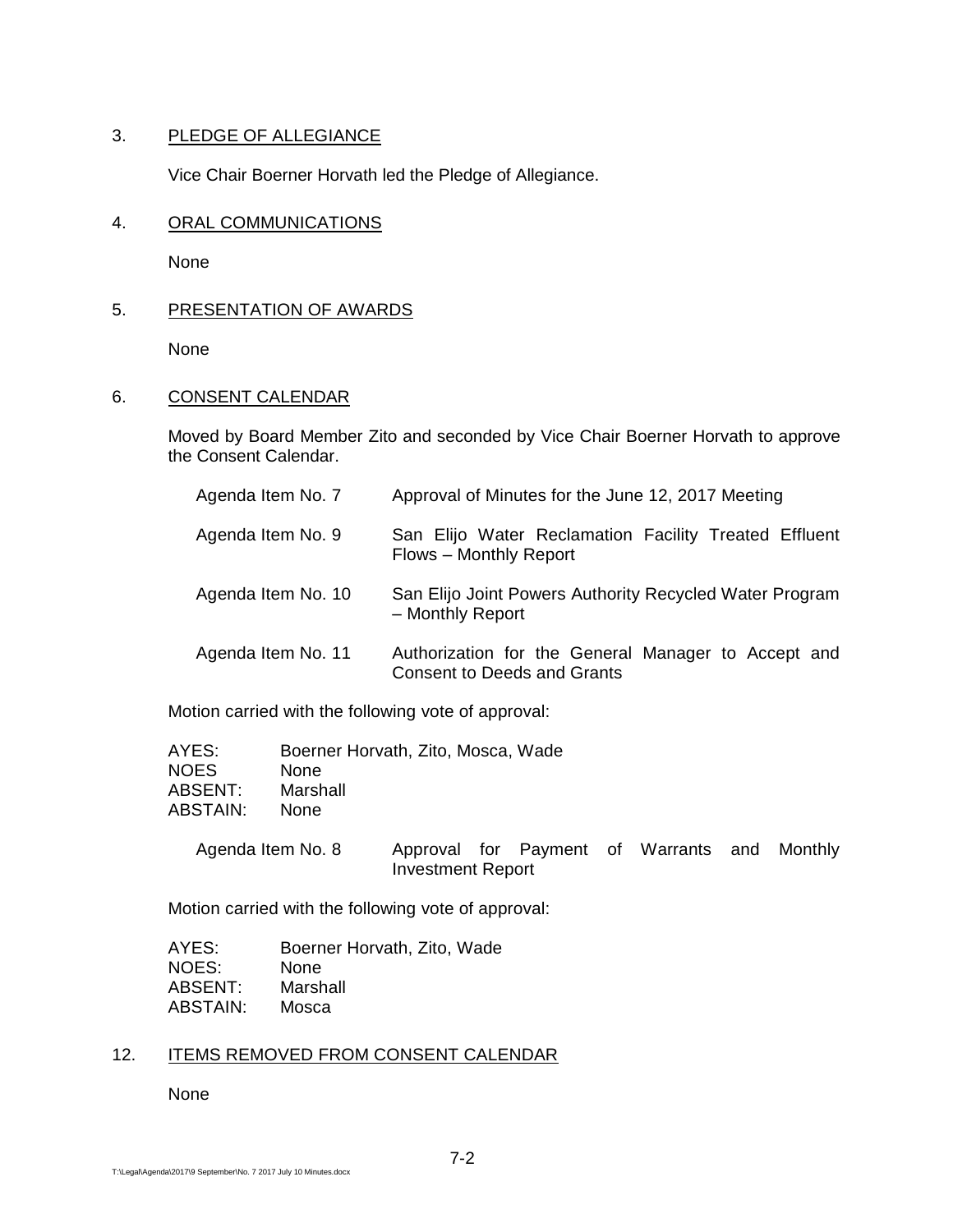3. PLEDGE OF ALLEGIANCE

Vice Chair Boerner Horvath led the Pledge of Allegiance.

4. ORAL COMMUNICATIONS

None

5. PRESENTATION OF AWARDS

None

6. CONSENT CALENDAR

Moved by Board Member Zito and seconded by Vice Chair Boerner Horvath to approve the Consent Calendar.

| | |
|---|---|
| Agenda Item No. 7 | Approval of Minutes for the June 12, 2017 Meeting |
| Agenda Item No. 9 | San Elijo Water Reclamation Facility Treated Effluent Flows – Monthly Report |
| Agenda Item No. 10 | San Elijo Joint Powers Authority Recycled Water Program – Monthly Report |
| Agenda Item No. 11 | Authorization for the General Manager to Accept and Consent to Deeds and Grants |

Motion carried with the following vote of approval:

AYES: Boerner Horvath, Zito, Mosca, Wade
NOES None
ABSENT: Marshall
ABSTAIN: None

| | |
|---|---|
| Agenda Item No. 8 | Approval for Payment of Warrants and Monthly Investment Report |

Motion carried with the following vote of approval:

AYES: Boerner Horvath, Zito, Wade
NOES: None
ABSENT: Marshall
ABSTAIN: Mosca

12. ITEMS REMOVED FROM CONSENT CALENDAR

None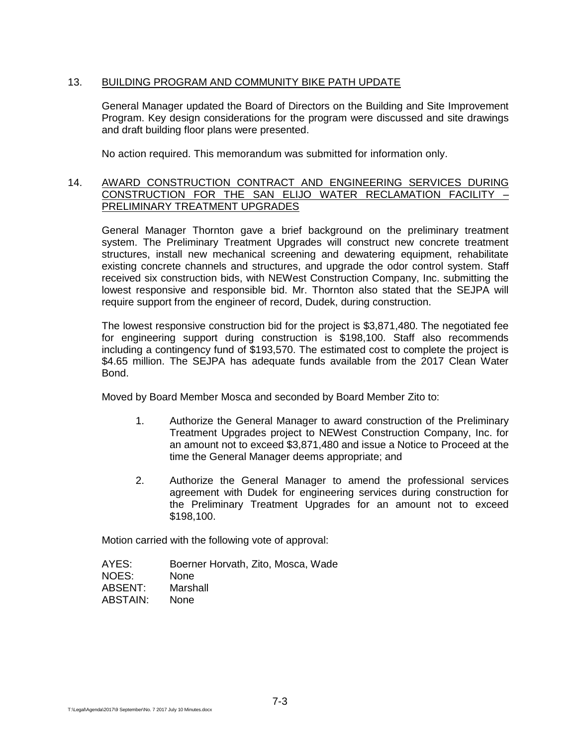13. BUILDING PROGRAM AND COMMUNITY BIKE PATH UPDATE

General Manager updated the Board of Directors on the Building and Site Improvement Program. Key design considerations for the program were discussed and site drawings and draft building floor plans were presented.

No action required. This memorandum was submitted for information only.

14. AWARD CONSTRUCTION CONTRACT AND ENGINEERING SERVICES DURING CONSTRUCTION FOR THE SAN ELIJO WATER RECLAMATION FACILITY – PRELIMINARY TREATMENT UPGRADES

General Manager Thornton gave a brief background on the preliminary treatment system. The Preliminary Treatment Upgrades will construct new concrete treatment structures, install new mechanical screening and dewatering equipment, rehabilitate existing concrete channels and structures, and upgrade the odor control system. Staff received six construction bids, with NEWest Construction Company, Inc. submitting the lowest responsive and responsible bid. Mr. Thornton also stated that the SEJPA will require support from the engineer of record, Dudek, during construction.

The lowest responsive construction bid for the project is $3,871,480. The negotiated fee for engineering support during construction is $198,100. Staff also recommends including a contingency fund of $193,570. The estimated cost to complete the project is $4.65 million. The SEJPA has adequate funds available from the 2017 Clean Water Bond.

Moved by Board Member Mosca and seconded by Board Member Zito to:

1. Authorize the General Manager to award construction of the Preliminary Treatment Upgrades project to NEWest Construction Company, Inc. for an amount not to exceed $3,871,480 and issue a Notice to Proceed at the time the General Manager deems appropriate; and

2. Authorize the General Manager to amend the professional services agreement with Dudek for engineering services during construction for the Preliminary Treatment Upgrades for an amount not to exceed $198,100.

Motion carried with the following vote of approval:

AYES: Boerner Horvath, Zito, Mosca, Wade
NOES: None
ABSENT: Marshall
ABSTAIN: None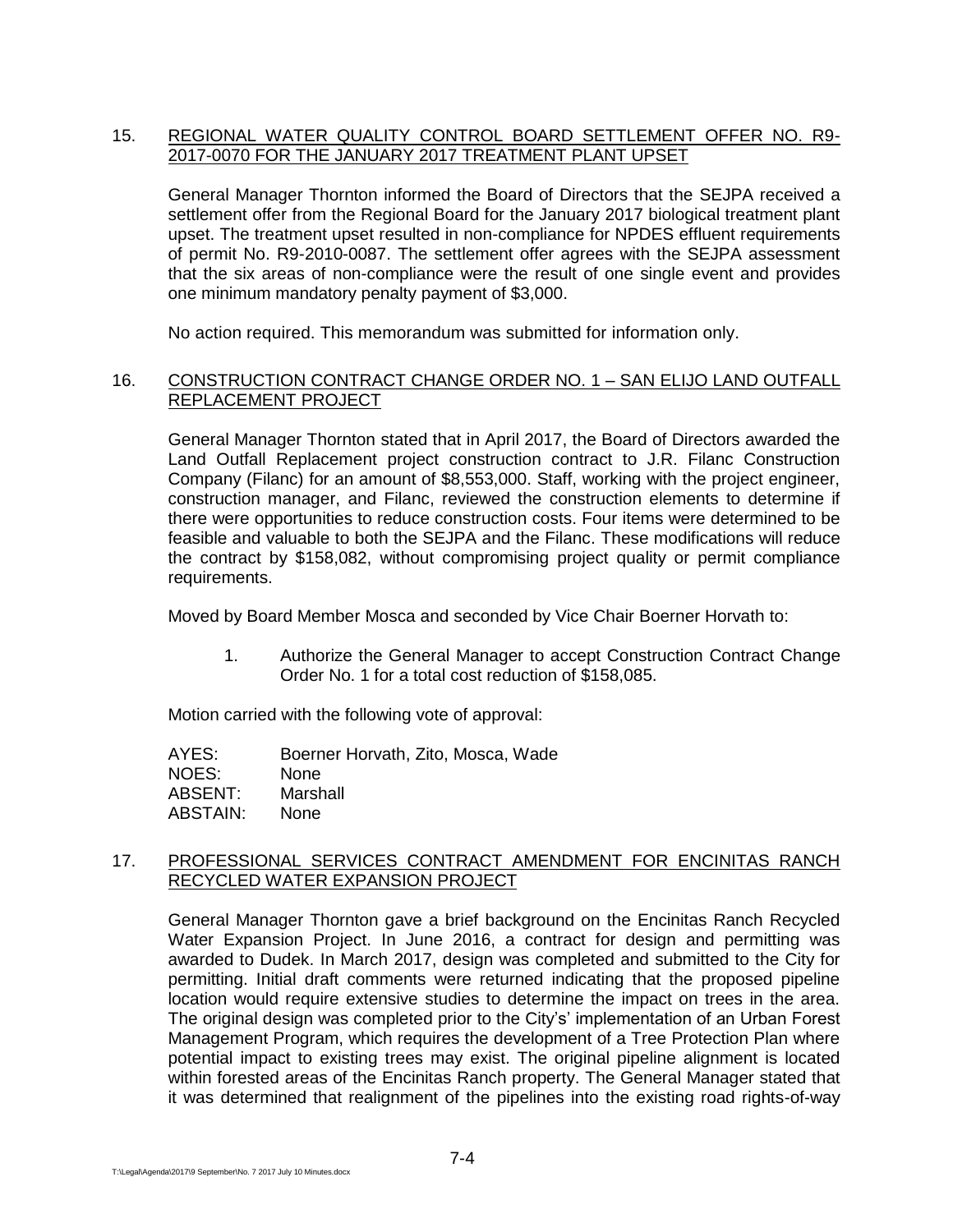15. <u>REGIONAL WATER QUALITY CONTROL BOARD SETTLEMENT OFFER NO. R9-2017-0070 FOR THE JANUARY 2017 TREATMENT PLANT UPSET</u>

General Manager Thornton informed the Board of Directors that the SEJPA received a settlement offer from the Regional Board for the January 2017 biological treatment plant upset. The treatment upset resulted in non-compliance for NPDES effluent requirements of permit No. R9-2010-0087. The settlement offer agrees with the SEJPA assessment that the six areas of non-compliance were the result of one single event and provides one minimum mandatory penalty payment of $3,000.

No action required. This memorandum was submitted for information only.

16. <u>CONSTRUCTION CONTRACT CHANGE ORDER NO. 1 – SAN ELIJO LAND OUTFALL REPLACEMENT PROJECT</u>

General Manager Thornton stated that in April 2017, the Board of Directors awarded the Land Outfall Replacement project construction contract to J.R. Filanc Construction Company (Filanc) for an amount of $8,553,000. Staff, working with the project engineer, construction manager, and Filanc, reviewed the construction elements to determine if there were opportunities to reduce construction costs. Four items were determined to be feasible and valuable to both the SEJPA and the Filanc. These modifications will reduce the contract by $158,082, without compromising project quality or permit compliance requirements.

Moved by Board Member Mosca and seconded by Vice Chair Boerner Horvath to:

1. Authorize the General Manager to accept Construction Contract Change Order No. 1 for a total cost reduction of $158,085.

Motion carried with the following vote of approval:

AYES: Boerner Horvath, Zito, Mosca, Wade
NOES: None
ABSENT: Marshall
ABSTAIN: None

17. <u>PROFESSIONAL SERVICES CONTRACT AMENDMENT FOR ENCINITAS RANCH RECYCLED WATER EXPANSION PROJECT</u>

General Manager Thornton gave a brief background on the Encinitas Ranch Recycled Water Expansion Project. In June 2016, a contract for design and permitting was awarded to Dudek. In March 2017, design was completed and submitted to the City for permitting. Initial draft comments were returned indicating that the proposed pipeline location would require extensive studies to determine the impact on trees in the area. The original design was completed prior to the City's implementation of an Urban Forest Management Program, which requires the development of a Tree Protection Plan where potential impact to existing trees may exist. The original pipeline alignment is located within forested areas of the Encinitas Ranch property. The General Manager stated that it was determined that realignment of the pipelines into the existing road rights-of-way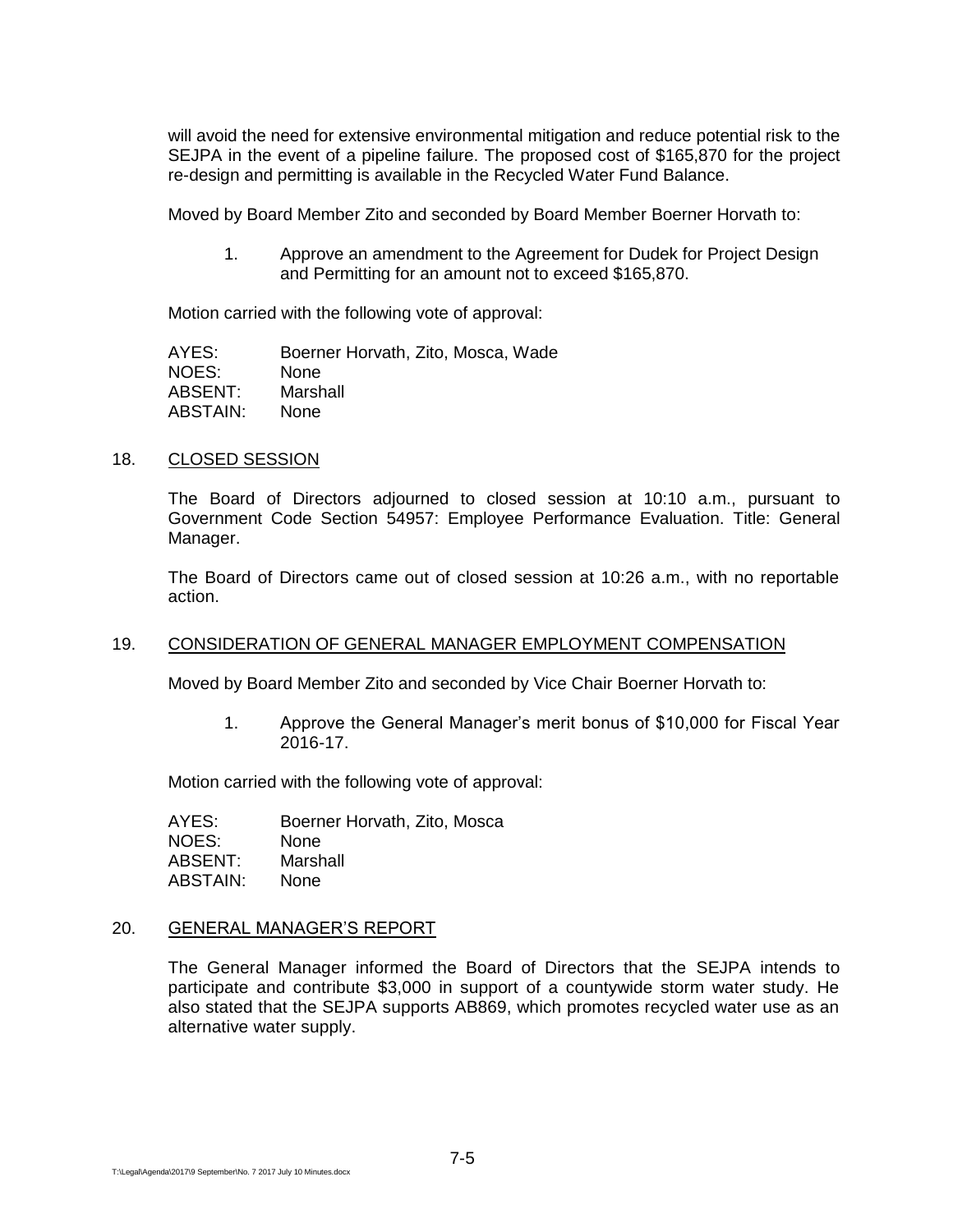will avoid the need for extensive environmental mitigation and reduce potential risk to the SEJPA in the event of a pipeline failure. The proposed cost of $165,870 for the project re-design and permitting is available in the Recycled Water Fund Balance.

Moved by Board Member Zito and seconded by Board Member Boerner Horvath to:

1. Approve an amendment to the Agreement for Dudek for Project Design and Permitting for an amount not to exceed $165,870.

Motion carried with the following vote of approval:

AYES: Boerner Horvath, Zito, Mosca, Wade
NOES: None
ABSENT: Marshall
ABSTAIN: None

18. CLOSED SESSION

The Board of Directors adjourned to closed session at 10:10 a.m., pursuant to Government Code Section 54957: Employee Performance Evaluation. Title: General Manager.

The Board of Directors came out of closed session at 10:26 a.m., with no reportable action.

19. CONSIDERATION OF GENERAL MANAGER EMPLOYMENT COMPENSATION

Moved by Board Member Zito and seconded by Vice Chair Boerner Horvath to:

1. Approve the General Manager's merit bonus of $10,000 for Fiscal Year 2016-17.

Motion carried with the following vote of approval:

AYES: Boerner Horvath, Zito, Mosca
NOES: None
ABSENT: Marshall
ABSTAIN: None

20. GENERAL MANAGER'S REPORT

The General Manager informed the Board of Directors that the SEJPA intends to participate and contribute $3,000 in support of a countywide storm water study. He also stated that the SEJPA supports AB869, which promotes recycled water use as an alternative water supply.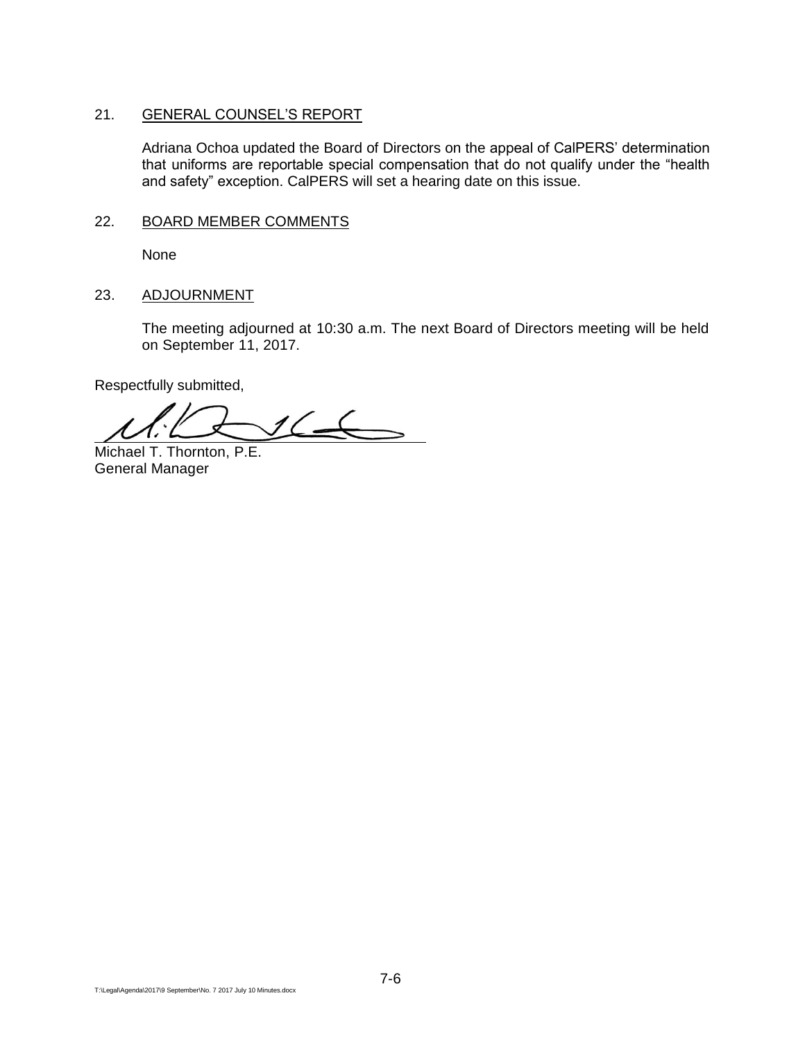21. GENERAL COUNSEL'S REPORT

Adriana Ochoa updated the Board of Directors on the appeal of CalPERS' determination that uniforms are reportable special compensation that do not qualify under the "health and safety" exception. CalPERS will set a hearing date on this issue.

22. BOARD MEMBER COMMENTS

None

23. ADJOURNMENT

The meeting adjourned at 10:30 a.m. The next Board of Directors meeting will be held on September 11, 2017.

Respectfully submitted,

Michael T. Thornton, P.E.
General Manager

T:\Legal\Agenda\2017\9 September\No. 7 2017 July 10 Minutes.docx